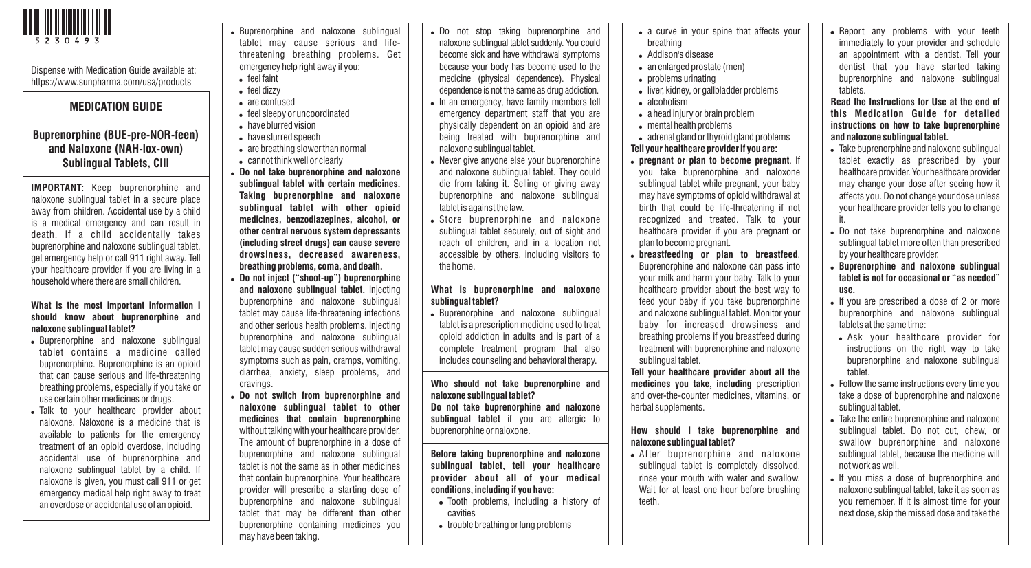5230493

Dispense with Medication Guide available at: https://www.sunpharma.com/usa/products

## MEDICATION GUIDE

## Buprenorphine (BUE-pre-NOR-feen) and Naloxone (NAH-lox-own) Sublingual Tablets, CIII

**IMPORTANT:** Keep buprenorphine and naloxone sublingual tablet in a secure place away from children. Accidental use by a child is a medical emergency and can result in death. If a child accidentally takes buprenorphine and naloxone sublingual tablet, get emergency help or call 911 right away. Tell your healthcare provider if you are living in a household where there are small children.

### What is the most important information I should know about buprenorphine and naloxone sublingual tablet?

- Buprenorphine and naloxone sublingual tablet contains a medicine called buprenorphine. Buprenorphine is an opioid that can cause serious and life-threatening breathing problems, especially if you take or use certain other medicines or drugs.
- Talk to your healthcare provider about naloxone. Naloxone is a medicine that is available to patients for the emergency treatment of an opioid overdose, including accidental use of buprenorphine and naloxone sublingual tablet by a child. If naloxone is given, you must call 911 or get emergency medical help right away to treat an overdose or accidental use of an opioid.
- Buprenorphine and naloxone sublingual tablet may cause serious and life-threatening breathing problems. Get emergency help right away if you:
  - feel faint
  - feel dizzy
  - are confused
  - feel sleepy or uncoordinated
  - have blurred vision
  - have slurred speech
  - are breathing slower than normal
  - cannot think well or clearly
- **Do not take buprenorphine and naloxone sublingual tablet with certain medicines. Taking buprenorphine and naloxone sublingual tablet with other opioid medicines, benzodiazepines, alcohol, or other central nervous system depressants (including street drugs) can cause severe drowsiness, decreased awareness, breathing problems, coma, and death.**
- **Do not inject ("shoot-up") buprenorphine and naloxone sublingual tablet.** Injecting buprenorphine and naloxone sublingual tablet may cause life-threatening infections and other serious health problems. Injecting buprenorphine and naloxone sublingual tablet may cause sudden serious withdrawal symptoms such as pain, cramps, vomiting, diarrhea, anxiety, sleep problems, and cravings.
- **Do not switch from buprenorphine and naloxone sublingual tablet to other medicines that contain buprenorphine** without talking with your healthcare provider. The amount of buprenorphine in a dose of buprenorphine and naloxone sublingual tablet is not the same as in other medicines that contain buprenorphine. Your healthcare provider will prescribe a starting dose of buprenorphine and naloxone sublingual tablet that may be different than other buprenorphine containing medicines you may have been taking.
- Do not stop taking buprenorphine and naloxone sublingual tablet suddenly. You could become sick and have withdrawal symptoms because your body has become used to the medicine (physical dependence). Physical dependence is not the same as drug addiction.
- In an emergency, have family members tell emergency department staff that you are physically dependent on an opioid and are being treated with buprenorphine and naloxone sublingual tablet.
- Never give anyone else your buprenorphine and naloxone sublingual tablet. They could die from taking it. Selling or giving away buprenorphine and naloxone sublingual tablet is against the law.
- Store buprenorphine and naloxone sublingual tablet securely, out of sight and reach of children, and in a location not accessible by others, including visitors to the home.

### What is buprenorphine and naloxone sublingual tablet?

- Buprenorphine and naloxone sublingual tablet is a prescription medicine used to treat opioid addiction in adults and is part of a complete treatment program that also includes counseling and behavioral therapy.

### Who should not take buprenorphine and naloxone sublingual tablet?

**Do not take buprenorphine and naloxone sublingual tablet** if you are allergic to buprenorphine or naloxone.

### Before taking buprenorphine and naloxone sublingual tablet, tell your healthcare provider about all of your medical conditions, including if you have:

- Tooth problems, including a history of cavities
- trouble breathing or lung problems
- a curve in your spine that affects your breathing
- Addison's disease
- an enlarged prostate (men)
- problems urinating
- liver, kidney, or gallbladder problems
- alcoholism
- a head injury or brain problem
- mental health problems
- adrenal gland or thyroid gland problems

**Tell your healthcare provider if you are:**

- **pregnant or plan to become pregnant**. If you take buprenorphine and naloxone sublingual tablet while pregnant, your baby may have symptoms of opioid withdrawal at birth that could be life-threatening if not recognized and treated. Talk to your healthcare provider if you are pregnant or plan to become pregnant.
- **breastfeeding or plan to breastfeed**. Buprenorphine and naloxone can pass into your milk and harm your baby. Talk to your healthcare provider about the best way to feed your baby if you take buprenorphine and naloxone sublingual tablet. Monitor your baby for increased drowsiness and breathing problems if you breastfeed during treatment with buprenorphine and naloxone sublingual tablet.

**Tell your healthcare provider about all the medicines you take, including** prescription and over-the-counter medicines, vitamins, or herbal supplements.

### How should I take buprenorphine and naloxone sublingual tablet?

- After buprenorphine and naloxone sublingual tablet is completely dissolved, rinse your mouth with water and swallow. Wait for at least one hour before brushing teeth.
- Report any problems with your teeth immediately to your provider and schedule an appointment with a dentist. Tell your dentist that you have started taking buprenorphine and naloxone sublingual tablets.

**Read the Instructions for Use at the end of this Medication Guide for detailed instructions on how to take buprenorphine and naloxone sublingual tablet.**

- Take buprenorphine and naloxone sublingual tablet exactly as prescribed by your healthcare provider. Your healthcare provider may change your dose after seeing how it affects you. Do not change your dose unless your healthcare provider tells you to change it.
- Do not take buprenorphine and naloxone sublingual tablet more often than prescribed by your healthcare provider.
- **Buprenorphine and naloxone sublingual tablet is not for occasional or "as needed" use.**
- If you are prescribed a dose of 2 or more buprenorphine and naloxone sublingual tablets at the same time:
  - Ask your healthcare provider for instructions on the right way to take buprenorphine and naloxone sublingual tablet.
- Follow the same instructions every time you take a dose of buprenorphine and naloxone sublingual tablet.
- Take the entire buprenorphine and naloxone sublingual tablet. Do not cut, chew, or swallow buprenorphine and naloxone sublingual tablet, because the medicine will not work as well.
- If you miss a dose of buprenorphine and naloxone sublingual tablet, take it as soon as you remember. If it is almost time for your next dose, skip the missed dose and take the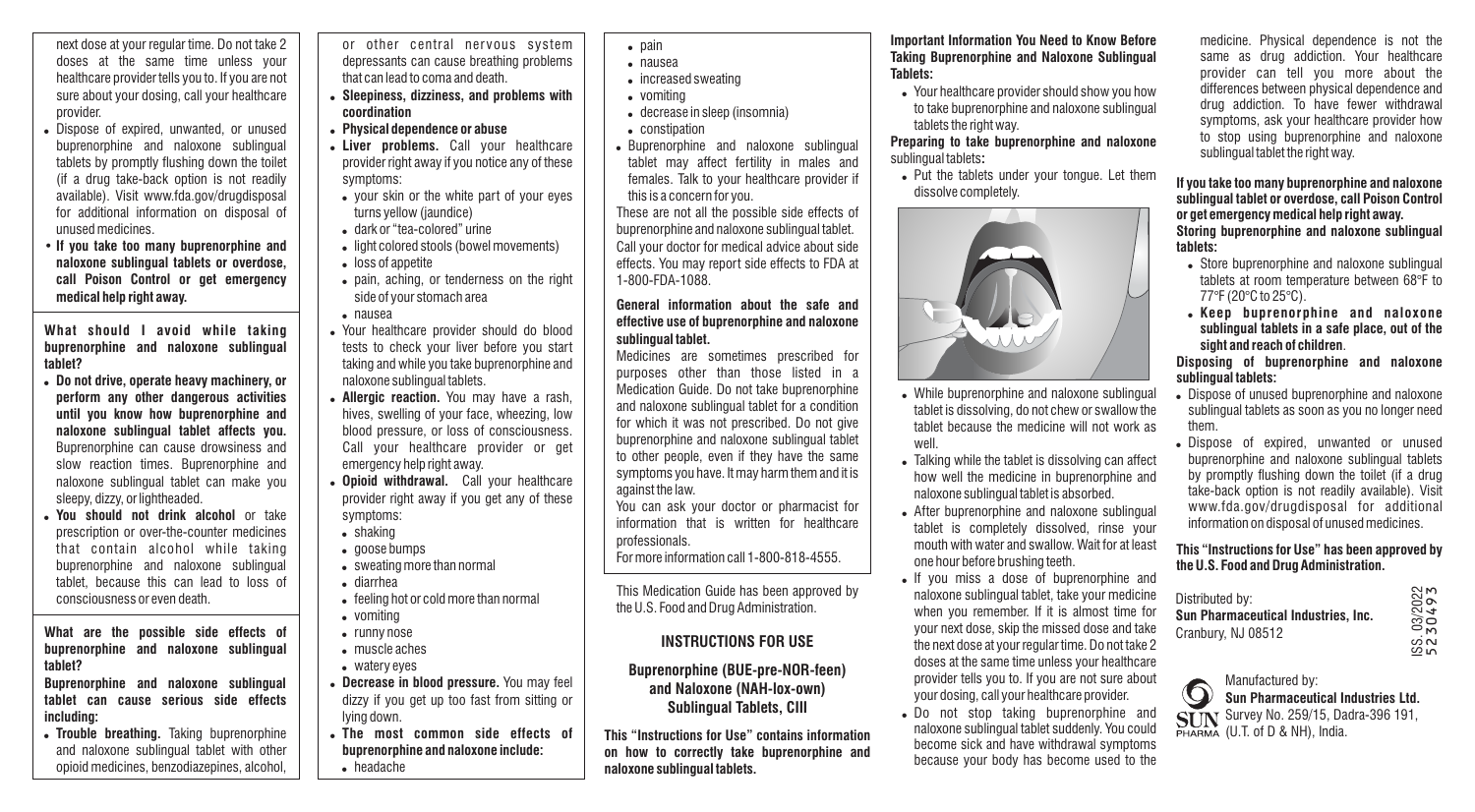next dose at your regular time. Do not take 2 doses at the same time unless your healthcare provider tells you to. If you are not sure about your dosing, call your healthcare provider.

- Dispose of expired, unwanted, or unused buprenorphine and naloxone sublingual tablets by promptly flushing down the toilet (if a drug take-back option is not readily available). Visit www.fda.gov/drugdisposal for additional information on disposal of unused medicines.
- **If you take too many buprenorphine and naloxone sublingual tablets or overdose, call Poison Control or get emergency medical help right away.**

**What should I avoid while taking buprenorphine and naloxone sublingual tablet?**

- **Do not drive, operate heavy machinery, or perform any other dangerous activities until you know how buprenorphine and naloxone sublingual tablet affects you.** Buprenorphine can cause drowsiness and slow reaction times. Buprenorphine and naloxone sublingual tablet can make you sleepy, dizzy, or lightheaded.
- **You should not drink alcohol** or take prescription or over-the-counter medicines that contain alcohol while taking buprenorphine and naloxone sublingual tablet, because this can lead to loss of consciousness or even death.

**What are the possible side effects of buprenorphine and naloxone sublingual tablet?**

**Buprenorphine and naloxone sublingual tablet can cause serious side effects including:**

- **Trouble breathing.** Taking buprenorphine and naloxone sublingual tablet with other opioid medicines, benzodiazepines, alcohol, or other central nervous system depressants can cause breathing problems that can lead to coma and death.
- **Sleepiness, dizziness, and problems with coordination**
- **Physical dependence or abuse**
- **Liver problems.** Call your healthcare provider right away if you notice any of these symptoms:
  - your skin or the white part of your eyes turns yellow (jaundice)
  - dark or "tea-colored" urine
  - light colored stools (bowel movements)
  - loss of appetite
  - pain, aching, or tenderness on the right side of your stomach area
  - nausea
- Your healthcare provider should do blood tests to check your liver before you start taking and while you take buprenorphine and naloxone sublingual tablets.
- **Allergic reaction.** You may have a rash, hives, swelling of your face, wheezing, low blood pressure, or loss of consciousness. Call your healthcare provider or get emergency help right away.
- **Opioid withdrawal.** Call your healthcare provider right away if you get any of these symptoms:
  - shaking
  - goose bumps
  - sweating more than normal
  - diarrhea
  - feeling hot or cold more than normal
  - vomiting
  - runny nose
  - muscle aches
  - watery eyes
- **Decrease in blood pressure.** You may feel dizzy if you get up too fast from sitting or lying down.
- **The most common side effects of buprenorphine and naloxone include:**
  - headache
  - pain
  - nausea
  - increased sweating
  - vomiting
  - decrease in sleep (insomnia)
  - constipation
- Buprenorphine and naloxone sublingual tablet may affect fertility in males and females. Talk to your healthcare provider if this is a concern for you.

These are not all the possible side effects of buprenorphine and naloxone sublingual tablet. Call your doctor for medical advice about side effects. You may report side effects to FDA at 1-800-FDA-1088.

**General information about the safe and effective use of buprenorphine and naloxone sublingual tablet.**

Medicines are sometimes prescribed for purposes other than those listed in a Medication Guide. Do not take buprenorphine and naloxone sublingual tablet for a condition for which it was not prescribed. Do not give buprenorphine and naloxone sublingual tablet to other people, even if they have the same symptoms you have. It may harm them and it is against the law.

You can ask your doctor or pharmacist for information that is written for healthcare professionals.

For more information call 1-800-818-4555.

This Medication Guide has been approved by the U.S. Food and Drug Administration.

## INSTRUCTIONS FOR USE

### Buprenorphine (BUE-pre-NOR-feen) and Naloxone (NAH-lox-own) Sublingual Tablets, CIII

**This "Instructions for Use" contains information on how to correctly take buprenorphine and naloxone sublingual tablets.**

**Important Information You Need to Know Before Taking Buprenorphine and Naloxone Sublingual Tablets:**

- Your healthcare provider should show you how to take buprenorphine and naloxone sublingual tablets the right way.

**Preparing to take buprenorphine and naloxone** sublingual tablets**:**

- Put the tablets under your tongue. Let them dissolve completely.

- While buprenorphine and naloxone sublingual tablet is dissolving, do not chew or swallow the tablet because the medicine will not work as well.
- Talking while the tablet is dissolving can affect how well the medicine in buprenorphine and naloxone sublingual tablet is absorbed.
- After buprenorphine and naloxone sublingual tablet is completely dissolved, rinse your mouth with water and swallow. Wait for at least one hour before brushing teeth.
- If you miss a dose of buprenorphine and naloxone sublingual tablet, take your medicine when you remember. If it is almost time for your next dose, skip the missed dose and take the next dose at your regular time. Do not take 2 doses at the same time unless your healthcare provider tells you to. If you are not sure about your dosing, call your healthcare provider.
- Do not stop taking buprenorphine and naloxone sublingual tablet suddenly. You could become sick and have withdrawal symptoms because your body has become used to the medicine. Physical dependence is not the same as drug addiction. Your healthcare provider can tell you more about the differences between physical dependence and drug addiction. To have fewer withdrawal symptoms, ask your healthcare provider how to stop using buprenorphine and naloxone sublingual tablet the right way.

**If you take too many buprenorphine and naloxone sublingual tablet or overdose, call Poison Control or get emergency medical help right away.**

**Storing buprenorphine and naloxone sublingual tablets:**

- Store buprenorphine and naloxone sublingual tablets at room temperature between 68°F to 77°F (20°C to 25°C).
- **Keep buprenorphine and naloxone sublingual tablets in a safe place, out of the sight and reach of children**.

**Disposing of buprenorphine and naloxone sublingual tablets:**

- Dispose of unused buprenorphine and naloxone sublingual tablets as soon as you no longer need them.
- Dispose of expired, unwanted or unused buprenorphine and naloxone sublingual tablets by promptly flushing down the toilet (if a drug take-back option is not readily available). Visit www.fda.gov/drugdisposal for additional information on disposal of unused medicines.

**This "Instructions for Use" has been approved by the U.S. Food and Drug Administration.**

Distributed by:
**Sun Pharmaceutical Industries, Inc.**
Cranbury, NJ 08512

Manufactured by:
**Sun Pharmaceutical Industries Ltd.**
Survey No. 259/15, Dadra-396 191, (U.T. of D & NH), India.

ISS. 03/2022
5230493